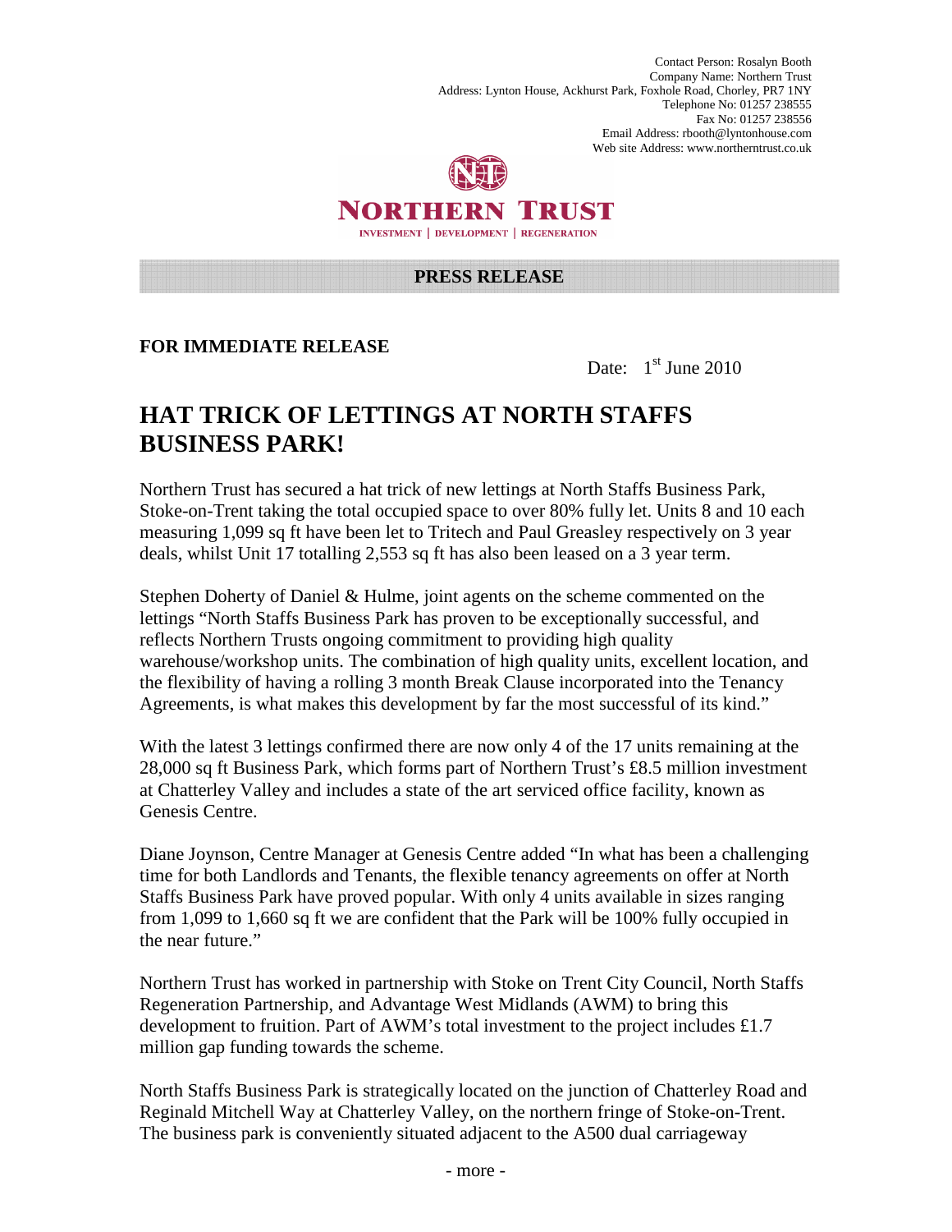Contact Person: Rosalyn Booth
Company Name: Northern Trust
Address: Lynton House, Ackhurst Park, Foxhole Road, Chorley, PR7 1NY
Telephone No: 01257 238555
Fax No: 01257 238556
Email Address: rbooth@lyntonhouse.com
Web site Address: www.northerntrust.co.uk

**NORTHERN TRUST**
INVESTMENT | DEVELOPMENT | REGENERATION

**PRESS RELEASE**

**FOR IMMEDIATE RELEASE**

Date: 1st June 2010

# HAT TRICK OF LETTINGS AT NORTH STAFFS BUSINESS PARK!

Northern Trust has secured a hat trick of new lettings at North Staffs Business Park, Stoke-on-Trent taking the total occupied space to over 80% fully let. Units 8 and 10 each measuring 1,099 sq ft have been let to Tritech and Paul Greasley respectively on 3 year deals, whilst Unit 17 totalling 2,553 sq ft has also been leased on a 3 year term.

Stephen Doherty of Daniel & Hulme, joint agents on the scheme commented on the lettings "North Staffs Business Park has proven to be exceptionally successful, and reflects Northern Trusts ongoing commitment to providing high quality warehouse/workshop units. The combination of high quality units, excellent location, and the flexibility of having a rolling 3 month Break Clause incorporated into the Tenancy Agreements, is what makes this development by far the most successful of its kind."

With the latest 3 lettings confirmed there are now only 4 of the 17 units remaining at the 28,000 sq ft Business Park, which forms part of Northern Trust's £8.5 million investment at Chatterley Valley and includes a state of the art serviced office facility, known as Genesis Centre.

Diane Joynson, Centre Manager at Genesis Centre added "In what has been a challenging time for both Landlords and Tenants, the flexible tenancy agreements on offer at North Staffs Business Park have proved popular. With only 4 units available in sizes ranging from 1,099 to 1,660 sq ft we are confident that the Park will be 100% fully occupied in the near future."

Northern Trust has worked in partnership with Stoke on Trent City Council, North Staffs Regeneration Partnership, and Advantage West Midlands (AWM) to bring this development to fruition. Part of AWM's total investment to the project includes £1.7 million gap funding towards the scheme.

North Staffs Business Park is strategically located on the junction of Chatterley Road and Reginald Mitchell Way at Chatterley Valley, on the northern fringe of Stoke-on-Trent. The business park is conveniently situated adjacent to the A500 dual carriageway

- more -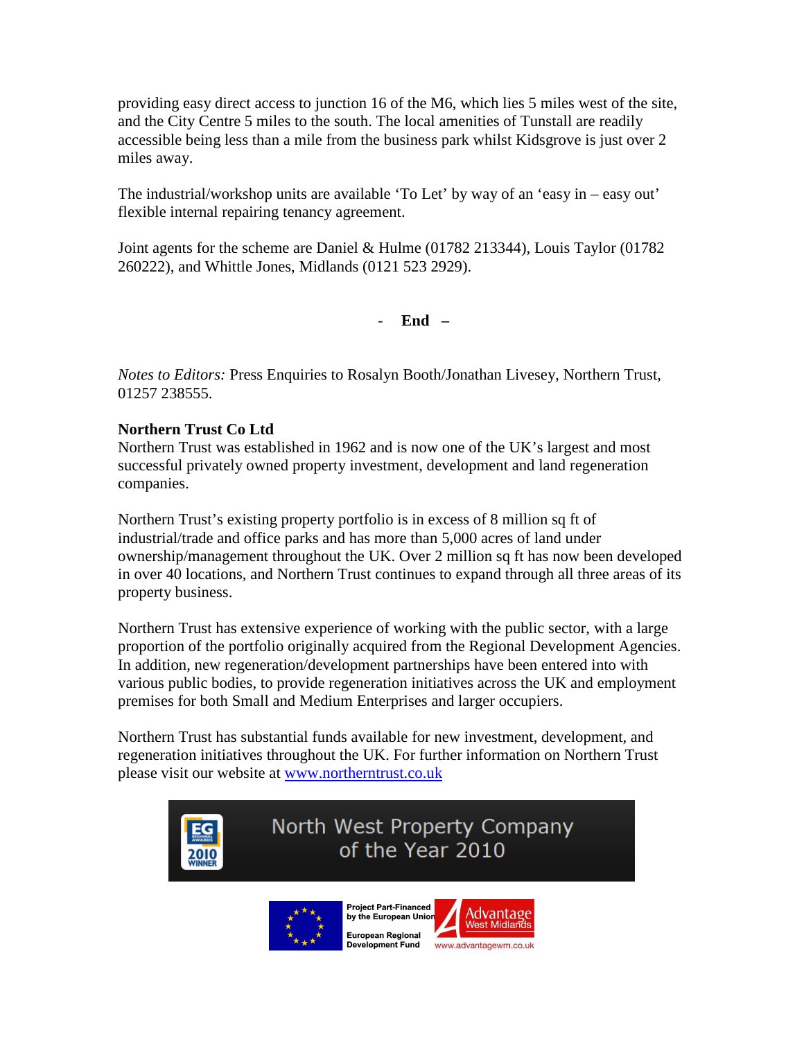providing easy direct access to junction 16 of the M6, which lies 5 miles west of the site, and the City Centre 5 miles to the south. The local amenities of Tunstall are readily accessible being less than a mile from the business park whilst Kidsgrove is just over 2 miles away.

The industrial/workshop units are available 'To Let' by way of an 'easy in – easy out' flexible internal repairing tenancy agreement.

Joint agents for the scheme are Daniel & Hulme (01782 213344), Louis Taylor (01782 260222), and Whittle Jones, Midlands (0121 523 2929).

- **End –**

*Notes to Editors:* Press Enquiries to Rosalyn Booth/Jonathan Livesey, Northern Trust, 01257 238555.

**Northern Trust Co Ltd**

Northern Trust was established in 1962 and is now one of the UK's largest and most successful privately owned property investment, development and land regeneration companies.

Northern Trust's existing property portfolio is in excess of 8 million sq ft of industrial/trade and office parks and has more than 5,000 acres of land under ownership/management throughout the UK. Over 2 million sq ft has now been developed in over 40 locations, and Northern Trust continues to expand through all three areas of its property business.

Northern Trust has extensive experience of working with the public sector, with a large proportion of the portfolio originally acquired from the Regional Development Agencies. In addition, new regeneration/development partnerships have been entered into with various public bodies, to provide regeneration initiatives across the UK and employment premises for both Small and Medium Enterprises and larger occupiers.

Northern Trust has substantial funds available for new investment, development, and regeneration initiatives throughout the UK. For further information on Northern Trust please visit our website at www.northerntrust.co.uk

EG Regional Awards 2010 Winner

North West Property Company of the Year 2010

Project Part-Financed by the European Union

European Regional Development Fund

Advantage West Midlands

www.advantagewm.co.uk